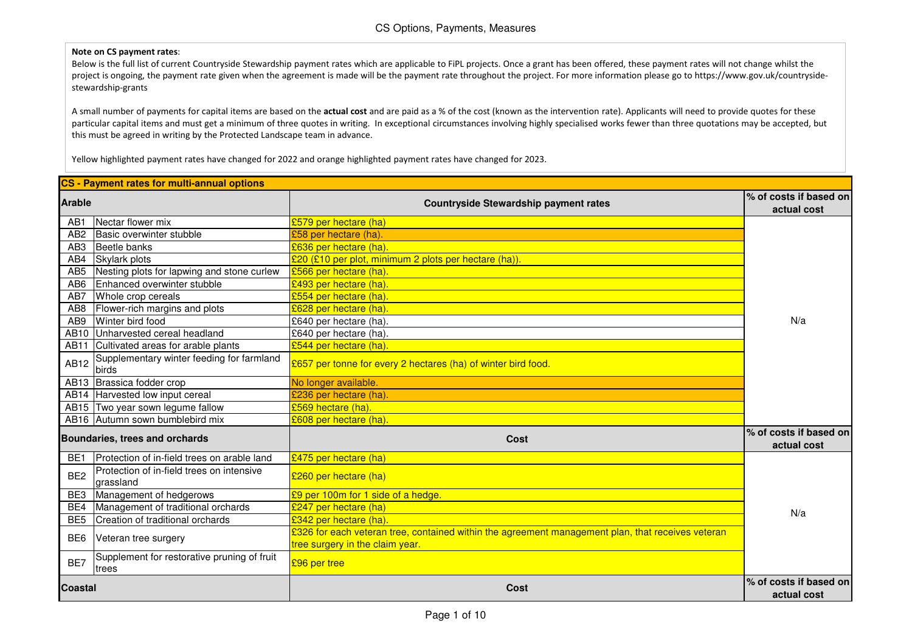# CS Options, Payments, Measures

**Note on CS payment rates**:

Below is the full list of current Countryside Stewardship payment rates which are applicable to FiPL projects. Once a grant has been offered, these payment rates will not change whilst the project is ongoing, the payment rate given when the agreement is made will be the payment rate throughout the project. For more information please go to https://www.gov.uk/countryside-stewardship-grants

A small number of payments for capital items are based on the **actual cost** and are paid as a % of the cost (known as the intervention rate). Applicants will need to provide quotes for these particular capital items and must get a minimum of three quotes in writing. In exceptional circumstances involving highly specialised works fewer than three quotations may be accepted, but this must be agreed in writing by the Protected Landscape team in advance.

Yellow highlighted payment rates have changed for 2022 and orange highlighted payment rates have changed for 2023.

| **CS - Payment rates for multi-annual options** | | | |
|---|---|---|---|
| **Arable** | | **Countryside Stewardship payment rates** | **% of costs if based on actual cost** |
| AB1 | Nectar flower mix | £579 per hectare (ha) | N/a |
| AB2 | Basic overwinter stubble | £58 per hectare (ha). | |
| AB3 | Beetle banks | £636 per hectare (ha). | |
| AB4 | Skylark plots | £20 (£10 per plot, minimum 2 plots per hectare (ha)). | |
| AB5 | Nesting plots for lapwing and stone curlew | £566 per hectare (ha). | |
| AB6 | Enhanced overwinter stubble | £493 per hectare (ha). | |
| AB7 | Whole crop cereals | £554 per hectare (ha). | |
| AB8 | Flower-rich margins and plots | £628 per hectare (ha). | |
| AB9 | Winter bird food | £640 per hectare (ha). | |
| AB10 | Unharvested cereal headland | £640 per hectare (ha). | |
| AB11 | Cultivated areas for arable plants | £544 per hectare (ha). | |
| AB12 | Supplementary winter feeding for farmland birds | £657 per tonne for every 2 hectares (ha) of winter bird food. | |
| AB13 | Brassica fodder crop | No longer available. | |
| AB14 | Harvested low input cereal | £236 per hectare (ha). | |
| AB15 | Two year sown legume fallow | £569 hectare (ha). | |
| AB16 | Autumn sown bumblebird mix | £608 per hectare (ha). | |
| **Boundaries, trees and orchards** | | **Cost** | **% of costs if based on actual cost** |
| BE1 | Protection of in-field trees on arable land | £475 per hectare (ha) | N/a |
| BE2 | Protection of in-field trees on intensive grassland | £260 per hectare (ha) | |
| BE3 | Management of hedgerows | £9 per 100m for 1 side of a hedge. | |
| BE4 | Management of traditional orchards | £247 per hectare (ha) | |
| BE5 | Creation of traditional orchards | £342 per hectare (ha). | |
| BE6 | Veteran tree surgery | £326 for each veteran tree, contained within the agreement management plan, that receives veteran tree surgery in the claim year. | |
| BE7 | Supplement for restorative pruning of fruit trees | £96 per tree | |
| **Coastal** | | **Cost** | **% of costs if based on actual cost** |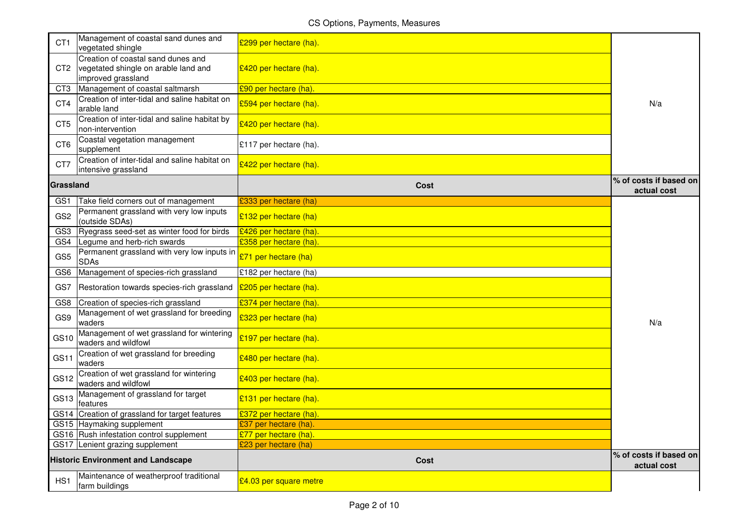| | | | |
|---|---|---|---|
| CT1 | Management of coastal sand dunes and vegetated shingle | £299 per hectare (ha). | N/a |
| CT2 | Creation of coastal sand dunes and vegetated shingle on arable land and improved grassland | £420 per hectare (ha). | |
| CT3 | Management of coastal saltmarsh | £90 per hectare (ha). | |
| CT4 | Creation of inter-tidal and saline habitat on arable land | £594 per hectare (ha). | |
| CT5 | Creation of inter-tidal and saline habitat by non-intervention | £420 per hectare (ha). | |
| CT6 | Coastal vegetation management supplement | £117 per hectare (ha). | |
| CT7 | Creation of inter-tidal and saline habitat on intensive grassland | £422 per hectare (ha). | |
| **Grassland** | | **Cost** | **% of costs if based on actual cost** |
| GS1 | Take field corners out of management | £333 per hectare (ha) | N/a |
| GS2 | Permanent grassland with very low inputs (outside SDAs) | £132 per hectare (ha) | |
| GS3 | Ryegrass seed-set as winter food for birds | £426 per hectare (ha). | |
| GS4 | Legume and herb-rich swards | £358 per hectare (ha). | |
| GS5 | Permanent grassland with very low inputs in SDAs | £71 per hectare (ha) | |
| GS6 | Management of species-rich grassland | £182 per hectare (ha) | |
| GS7 | Restoration towards species-rich grassland | £205 per hectare (ha). | |
| GS8 | Creation of species-rich grassland | £374 per hectare (ha). | |
| GS9 | Management of wet grassland for breeding waders | £323 per hectare (ha) | |
| GS10 | Management of wet grassland for wintering waders and wildfowl | £197 per hectare (ha). | |
| GS11 | Creation of wet grassland for breeding waders | £480 per hectare (ha). | |
| GS12 | Creation of wet grassland for wintering waders and wildfowl | £403 per hectare (ha). | |
| GS13 | Management of grassland for target features | £131 per hectare (ha). | |
| GS14 | Creation of grassland for target features | £372 per hectare (ha). | |
| GS15 | Haymaking supplement | £37 per hectare (ha). | |
| GS16 | Rush infestation control supplement | £77 per hectare (ha). | |
| GS17 | Lenient grazing supplement | £23 per hectare (ha) | |
| **Historic Environment and Landscape** | | **Cost** | **% of costs if based on actual cost** |
| HS1 | Maintenance of weatherproof traditional farm buildings | £4.03 per square metre | |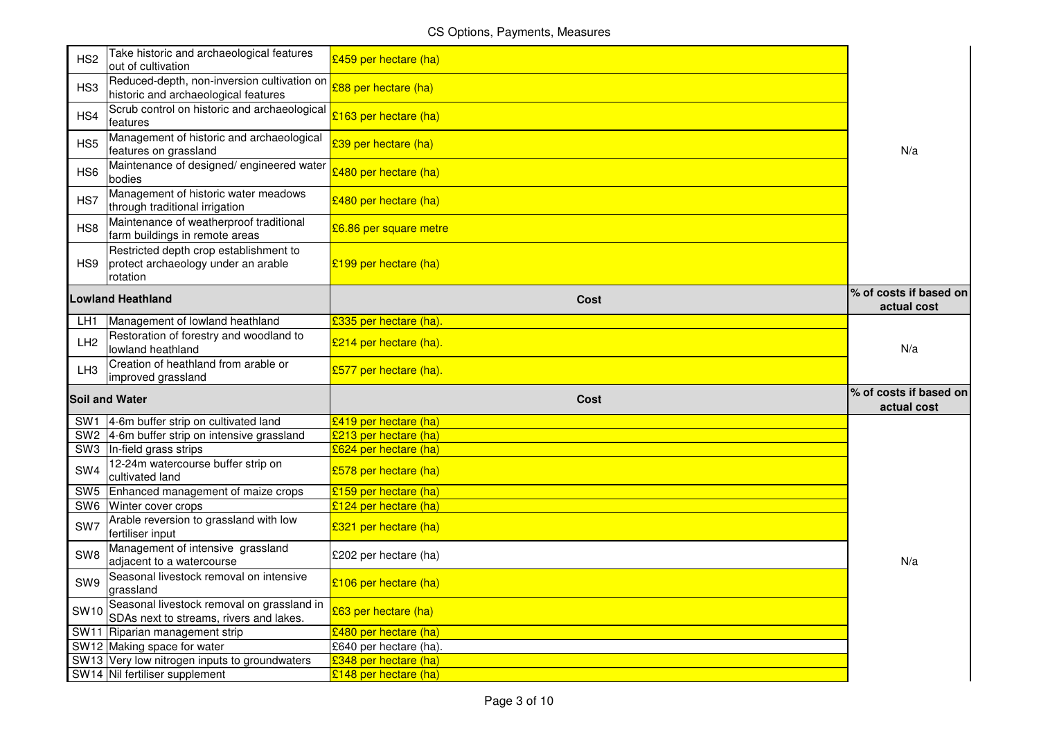| | | | |
|---|---|---|---|
| HS2 | Take historic and archaeological features out of cultivation | £459 per hectare (ha) | N/a |
| HS3 | Reduced-depth, non-inversion cultivation on historic and archaeological features | £88 per hectare (ha) | |
| HS4 | Scrub control on historic and archaeological features | £163 per hectare (ha) | |
| HS5 | Management of historic and archaeological features on grassland | £39 per hectare (ha) | |
| HS6 | Maintenance of designed/ engineered water bodies | £480 per hectare (ha) | |
| HS7 | Management of historic water meadows through traditional irrigation | £480 per hectare (ha) | |
| HS8 | Maintenance of weatherproof traditional farm buildings in remote areas | £6.86 per square metre | |
| HS9 | Restricted depth crop establishment to protect archaeology under an arable rotation | £199 per hectare (ha) | |
| **Lowland Heathland** | | **Cost** | **% of costs if based on actual cost** |
| LH1 | Management of lowland heathland | £335 per hectare (ha). | N/a |
| LH2 | Restoration of forestry and woodland to lowland heathland | £214 per hectare (ha). | |
| LH3 | Creation of heathland from arable or improved grassland | £577 per hectare (ha). | |
| **Soil and Water** | | **Cost** | **% of costs if based on actual cost** |
| SW1 | 4-6m buffer strip on cultivated land | £419 per hectare (ha) | N/a |
| SW2 | 4-6m buffer strip on intensive grassland | £213 per hectare (ha) | |
| SW3 | In-field grass strips | £624 per hectare (ha) | |
| SW4 | 12-24m watercourse buffer strip on cultivated land | £578 per hectare (ha) | |
| SW5 | Enhanced management of maize crops | £159 per hectare (ha) | |
| SW6 | Winter cover crops | £124 per hectare (ha) | |
| SW7 | Arable reversion to grassland with low fertiliser input | £321 per hectare (ha) | |
| SW8 | Management of intensive grassland adjacent to a watercourse | £202 per hectare (ha) | |
| SW9 | Seasonal livestock removal on intensive grassland | £106 per hectare (ha) | |
| SW10 | Seasonal livestock removal on grassland in SDAs next to streams, rivers and lakes. | £63 per hectare (ha) | |
| SW11 | Riparian management strip | £480 per hectare (ha) | |
| SW12 | Making space for water | £640 per hectare (ha). | |
| SW13 | Very low nitrogen inputs to groundwaters | £348 per hectare (ha) | |
| SW14 | Nil fertiliser supplement | £148 per hectare (ha) | |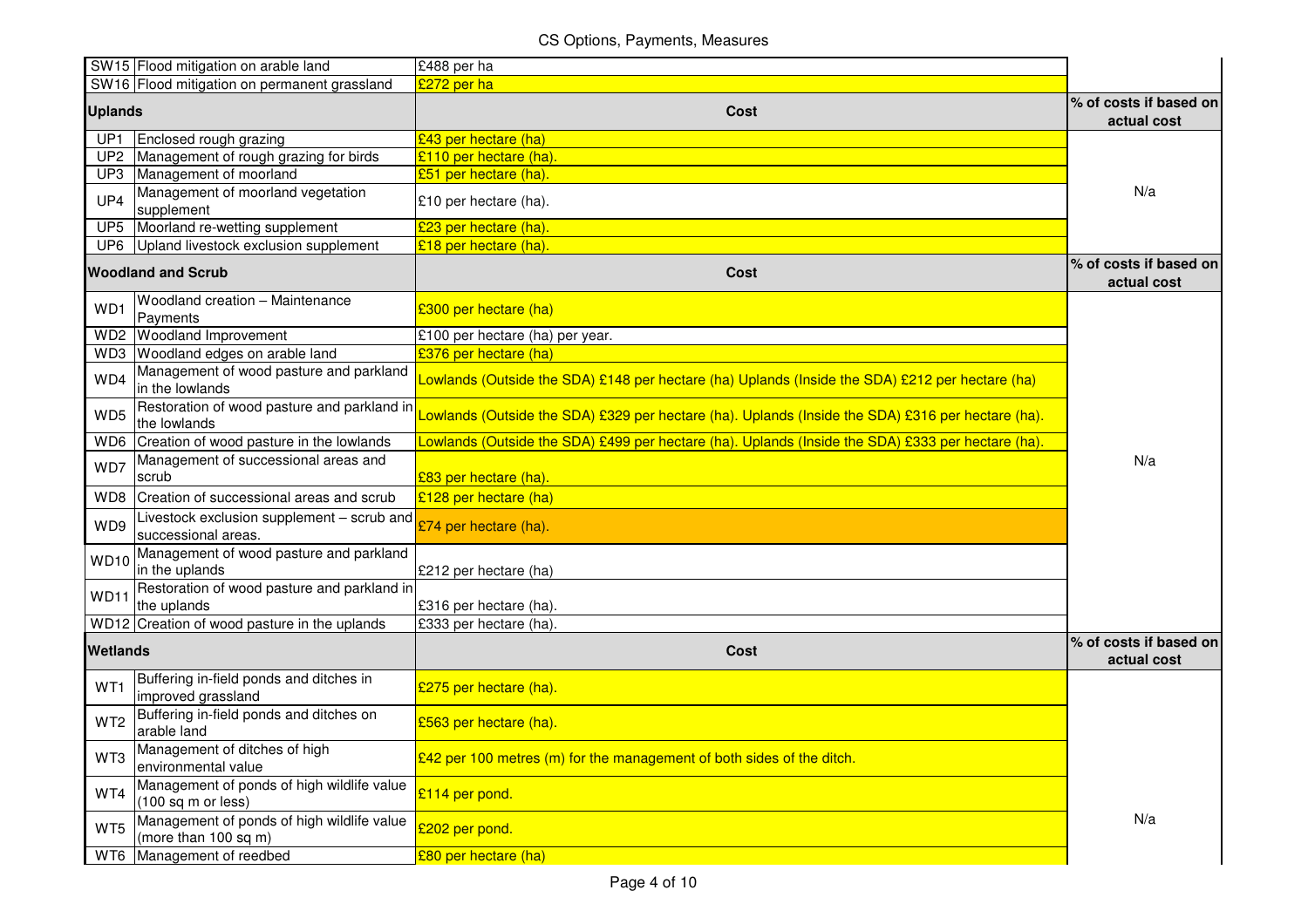| | | | |
|---|---|---|---|
| SW15 | Flood mitigation on arable land | £488 per ha | |
| SW16 | Flood mitigation on permanent grassland | £272 per ha | |
| **Uplands** | | **Cost** | **% of costs if based on actual cost** |
| UP1 | Enclosed rough grazing | £43 per hectare (ha) | N/a |
| UP2 | Management of rough grazing for birds | £110 per hectare (ha). | |
| UP3 | Management of moorland | £51 per hectare (ha). | |
| UP4 | Management of moorland vegetation supplement | £10 per hectare (ha). | |
| UP5 | Moorland re-wetting supplement | £23 per hectare (ha). | |
| UP6 | Upland livestock exclusion supplement | £18 per hectare (ha). | |
| **Woodland and Scrub** | | **Cost** | **% of costs if based on actual cost** |
| WD1 | Woodland creation – Maintenance Payments | £300 per hectare (ha) | N/a |
| WD2 | Woodland Improvement | £100 per hectare (ha) per year. | |
| WD3 | Woodland edges on arable land | £376 per hectare (ha) | |
| WD4 | Management of wood pasture and parkland in the lowlands | Lowlands (Outside the SDA) £148 per hectare (ha) Uplands (Inside the SDA) £212 per hectare (ha) | |
| WD5 | Restoration of wood pasture and parkland in the lowlands | Lowlands (Outside the SDA) £329 per hectare (ha). Uplands (Inside the SDA) £316 per hectare (ha). | |
| WD6 | Creation of wood pasture in the lowlands | Lowlands (Outside the SDA) £499 per hectare (ha). Uplands (Inside the SDA) £333 per hectare (ha). | |
| WD7 | Management of successional areas and scrub | £83 per hectare (ha). | |
| WD8 | Creation of successional areas and scrub | £128 per hectare (ha) | |
| WD9 | Livestock exclusion supplement – scrub and successional areas. | £74 per hectare (ha). | |
| WD10 | Management of wood pasture and parkland in the uplands | £212 per hectare (ha) | |
| WD11 | Restoration of wood pasture and parkland in the uplands | £316 per hectare (ha). | |
| WD12 | Creation of wood pasture in the uplands | £333 per hectare (ha). | |
| **Wetlands** | | **Cost** | **% of costs if based on actual cost** |
| WT1 | Buffering in-field ponds and ditches in improved grassland | £275 per hectare (ha). | N/a |
| WT2 | Buffering in-field ponds and ditches on arable land | £563 per hectare (ha). | |
| WT3 | Management of ditches of high environmental value | £42 per 100 metres (m) for the management of both sides of the ditch. | |
| WT4 | Management of ponds of high wildlife value (100 sq m or less) | £114 per pond. | |
| WT5 | Management of ponds of high wildlife value (more than 100 sq m) | £202 per pond. | |
| WT6 | Management of reedbed | £80 per hectare (ha) | |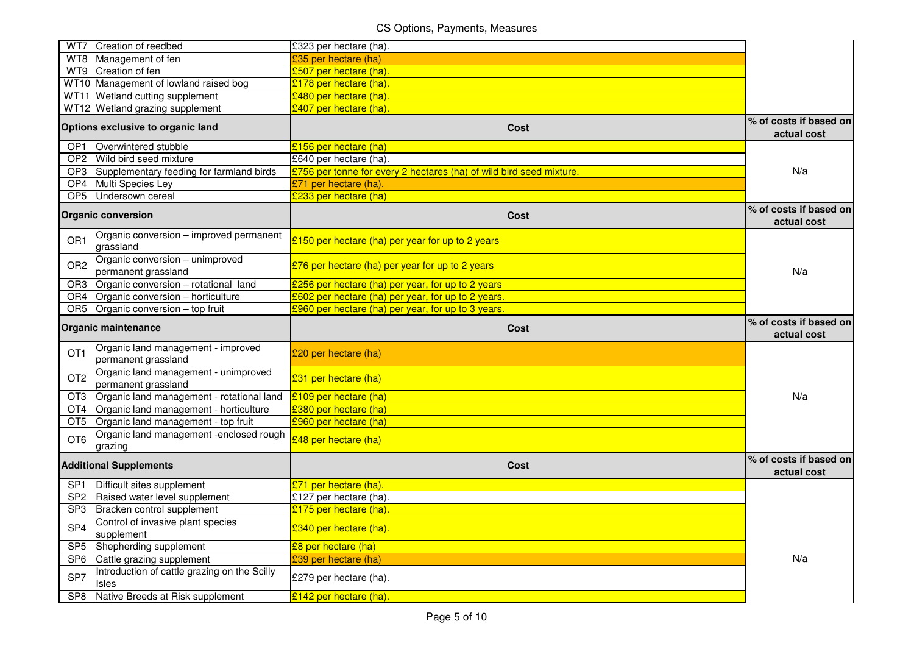| | | | |
|---|---|---|---|
| WT7 | Creation of reedbed | £323 per hectare (ha). | |
| WT8 | Management of fen | £35 per hectare (ha) | |
| WT9 | Creation of fen | £507 per hectare (ha). | |
| WT10 | Management of lowland raised bog | £178 per hectare (ha). | |
| WT11 | Wetland cutting supplement | £480 per hectare (ha). | |
| WT12 | Wetland grazing supplement | £407 per hectare (ha). | |
| **Options exclusive to organic land** | | **Cost** | **% of costs if based on actual cost** |
| OP1 | Overwintered stubble | £156 per hectare (ha) | N/a |
| OP2 | Wild bird seed mixture | £640 per hectare (ha). | |
| OP3 | Supplementary feeding for farmland birds | £756 per tonne for every 2 hectares (ha) of wild bird seed mixture. | |
| OP4 | Multi Species Ley | £71 per hectare (ha). | |
| OP5 | Undersown cereal | £233 per hectare (ha) | |
| **Organic conversion** | | **Cost** | **% of costs if based on actual cost** |
| OR1 | Organic conversion – improved permanent grassland | £150 per hectare (ha) per year for up to 2 years | N/a |
| OR2 | Organic conversion – unimproved permanent grassland | £76 per hectare (ha) per year for up to 2 years | |
| OR3 | Organic conversion – rotational land | £256 per hectare (ha) per year, for up to 2 years | |
| OR4 | Organic conversion – horticulture | £602 per hectare (ha) per year, for up to 2 years. | |
| OR5 | Organic conversion – top fruit | £960 per hectare (ha) per year, for up to 3 years. | |
| **Organic maintenance** | | **Cost** | **% of costs if based on actual cost** |
| OT1 | Organic land management - improved permanent grassland | £20 per hectare (ha) | N/a |
| OT2 | Organic land management - unimproved permanent grassland | £31 per hectare (ha) | |
| OT3 | Organic land management - rotational land | £109 per hectare (ha) | |
| OT4 | Organic land management - horticulture | £380 per hectare (ha) | |
| OT5 | Organic land management - top fruit | £960 per hectare (ha) | |
| OT6 | Organic land management -enclosed rough grazing | £48 per hectare (ha) | |
| **Additional Supplements** | | **Cost** | **% of costs if based on actual cost** |
| SP1 | Difficult sites supplement | £71 per hectare (ha). | N/a |
| SP2 | Raised water level supplement | £127 per hectare (ha). | |
| SP3 | Bracken control supplement | £175 per hectare (ha). | |
| SP4 | Control of invasive plant species supplement | £340 per hectare (ha). | |
| SP5 | Shepherding supplement | £8 per hectare (ha) | |
| SP6 | Cattle grazing supplement | £39 per hectare (ha) | |
| SP7 | Introduction of cattle grazing on the Scilly Isles | £279 per hectare (ha). | |
| SP8 | Native Breeds at Risk supplement | £142 per hectare (ha). | |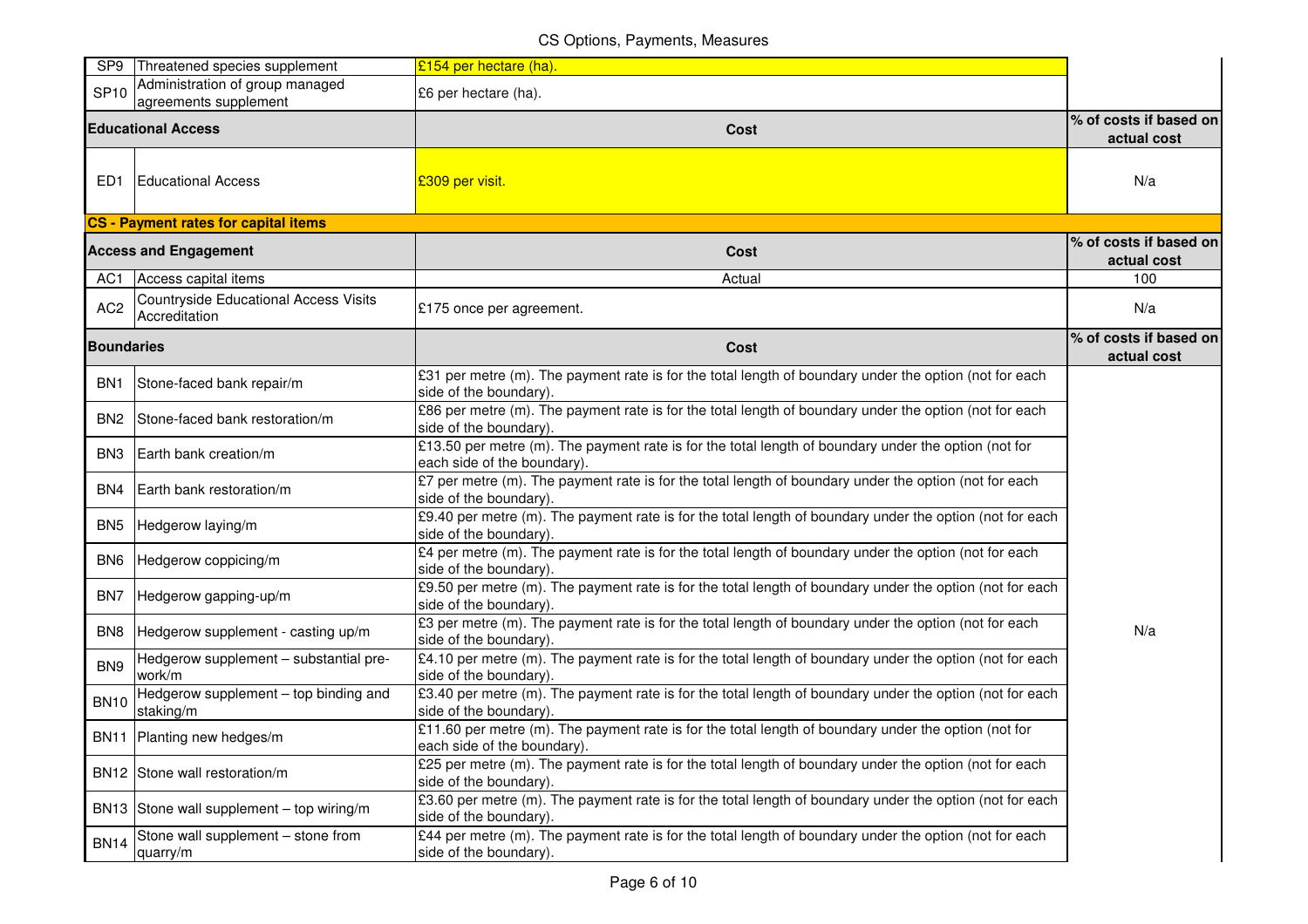| | | | |
|---|---|---|---|
| SP9 | Threatened species supplement | £154 per hectare (ha). | |
| SP10 | Administration of group managed agreements supplement | £6 per hectare (ha). | |
| **Educational Access** | | **Cost** | **% of costs if based on actual cost** |
| ED1 | Educational Access | £309 per visit. | N/a |
| **CS - Payment rates for capital items** | | | |
| **Access and Engagement** | | **Cost** | **% of costs if based on actual cost** |
| AC1 | Access capital items | Actual | 100 |
| AC2 | Countryside Educational Access Visits Accreditation | £175 once per agreement. | N/a |
| **Boundaries** | | **Cost** | **% of costs if based on actual cost** |
| BN1 | Stone-faced bank repair/m | £31 per metre (m). The payment rate is for the total length of boundary under the option (not for each side of the boundary). | N/a |
| BN2 | Stone-faced bank restoration/m | £86 per metre (m). The payment rate is for the total length of boundary under the option (not for each side of the boundary). | |
| BN3 | Earth bank creation/m | £13.50 per metre (m). The payment rate is for the total length of boundary under the option (not for each side of the boundary). | |
| BN4 | Earth bank restoration/m | £7 per metre (m). The payment rate is for the total length of boundary under the option (not for each side of the boundary). | |
| BN5 | Hedgerow laying/m | £9.40 per metre (m). The payment rate is for the total length of boundary under the option (not for each side of the boundary). | |
| BN6 | Hedgerow coppicing/m | £4 per metre (m). The payment rate is for the total length of boundary under the option (not for each side of the boundary). | |
| BN7 | Hedgerow gapping-up/m | £9.50 per metre (m). The payment rate is for the total length of boundary under the option (not for each side of the boundary). | |
| BN8 | Hedgerow supplement - casting up/m | £3 per metre (m). The payment rate is for the total length of boundary under the option (not for each side of the boundary). | |
| BN9 | Hedgerow supplement – substantial pre-work/m | £4.10 per metre (m). The payment rate is for the total length of boundary under the option (not for each side of the boundary). | |
| BN10 | Hedgerow supplement – top binding and staking/m | £3.40 per metre (m). The payment rate is for the total length of boundary under the option (not for each side of the boundary). | |
| BN11 | Planting new hedges/m | £11.60 per metre (m). The payment rate is for the total length of boundary under the option (not for each side of the boundary). | |
| BN12 | Stone wall restoration/m | £25 per metre (m). The payment rate is for the total length of boundary under the option (not for each side of the boundary). | |
| BN13 | Stone wall supplement – top wiring/m | £3.60 per metre (m). The payment rate is for the total length of boundary under the option (not for each side of the boundary). | |
| BN14 | Stone wall supplement – stone from quarry/m | £44 per metre (m). The payment rate is for the total length of boundary under the option (not for each side of the boundary). | |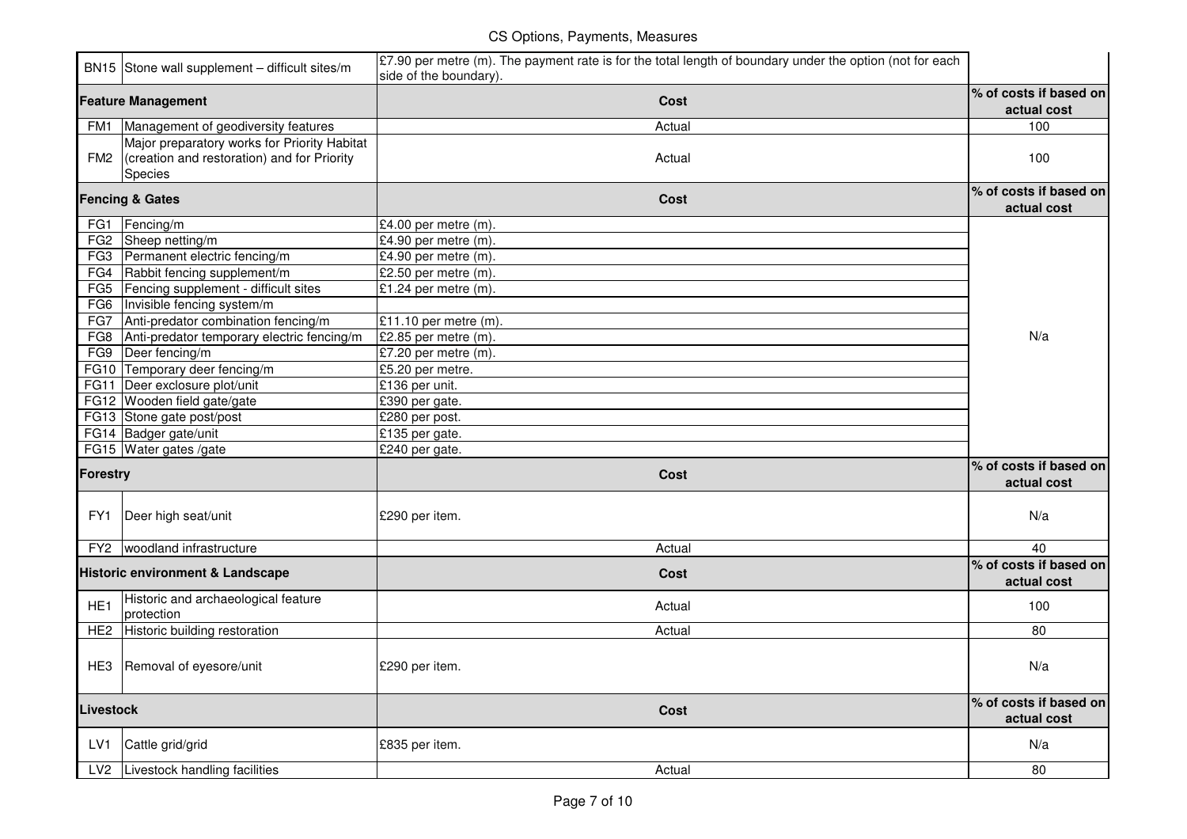| | | | |
|---|---|---|---|
| BN15 | Stone wall supplement – difficult sites/m | £7.90 per metre (m). The payment rate is for the total length of boundary under the option (not for each side of the boundary). | |
| **Feature Management** | | **Cost** | **% of costs if based on actual cost** |
| FM1 | Management of geodiversity features | Actual | 100 |
| FM2 | Major preparatory works for Priority Habitat (creation and restoration) and for Priority Species | Actual | 100 |
| **Fencing & Gates** | | **Cost** | **% of costs if based on actual cost** |
| FG1 | Fencing/m | £4.00 per metre (m). | N/a |
| FG2 | Sheep netting/m | £4.90 per metre (m). | |
| FG3 | Permanent electric fencing/m | £4.90 per metre (m). | |
| FG4 | Rabbit fencing supplement/m | £2.50 per metre (m). | |
| FG5 | Fencing supplement - difficult sites | £1.24 per metre (m). | |
| FG6 | Invisible fencing system/m | | |
| FG7 | Anti-predator combination fencing/m | £11.10 per metre (m). | |
| FG8 | Anti-predator temporary electric fencing/m | £2.85 per metre (m). | |
| FG9 | Deer fencing/m | £7.20 per metre (m). | |
| FG10 | Temporary deer fencing/m | £5.20 per metre. | |
| FG11 | Deer exclosure plot/unit | £136 per unit. | |
| FG12 | Wooden field gate/gate | £390 per gate. | |
| FG13 | Stone gate post/post | £280 per post. | |
| FG14 | Badger gate/unit | £135 per gate. | |
| FG15 | Water gates /gate | £240 per gate. | |
| **Forestry** | | **Cost** | **% of costs if based on actual cost** |
| FY1 | Deer high seat/unit | £290 per item. | N/a |
| FY2 | woodland infrastructure | Actual | 40 |
| **Historic environment & Landscape** | | **Cost** | **% of costs if based on actual cost** |
| HE1 | Historic and archaeological feature protection | Actual | 100 |
| HE2 | Historic building restoration | Actual | 80 |
| HE3 | Removal of eyesore/unit | £290 per item. | N/a |
| **Livestock** | | **Cost** | **% of costs if based on actual cost** |
| LV1 | Cattle grid/grid | £835 per item. | N/a |
| LV2 | Livestock handling facilities | Actual | 80 |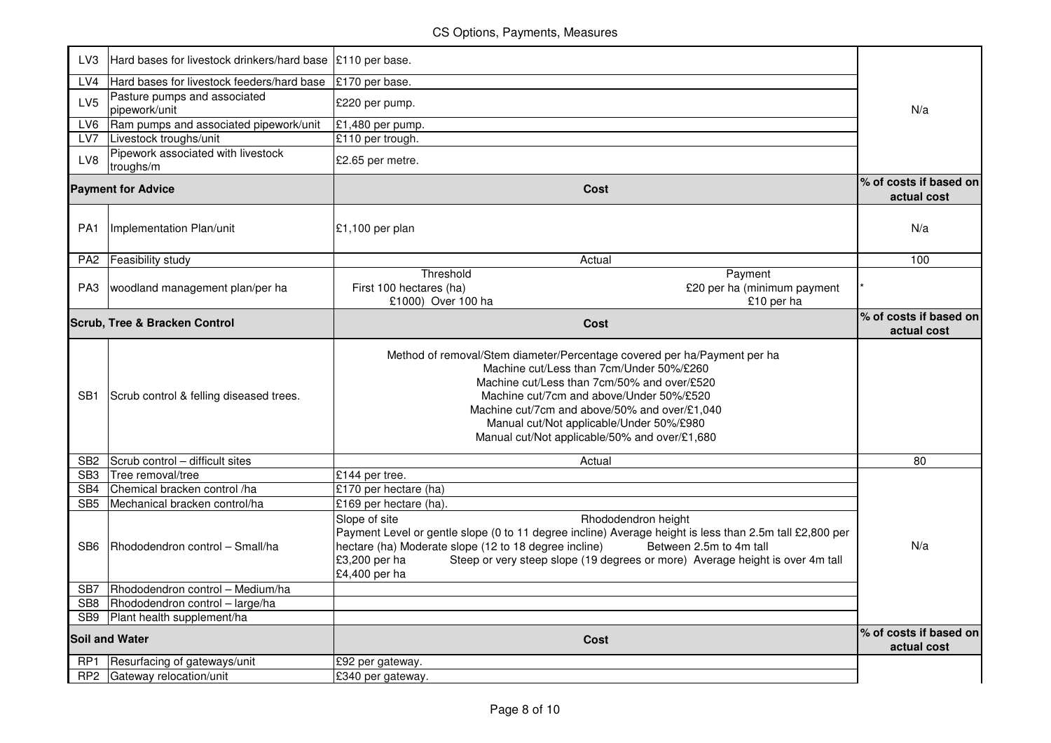| | | | |
|---|---|---|---|
| LV3 | Hard bases for livestock drinkers/hard base | £110 per base. | N/a |
| LV4 | Hard bases for livestock feeders/hard base | £170 per base. | |
| LV5 | Pasture pumps and associated pipework/unit | £220 per pump. | |
| LV6 | Ram pumps and associated pipework/unit | £1,480 per pump. | |
| LV7 | Livestock troughs/unit | £110 per trough. | |
| LV8 | Pipework associated with livestock troughs/m | £2.65 per metre. | |
| **Payment for Advice** | | **Cost** | **% of costs if based on actual cost** |
| PA1 | Implementation Plan/unit | £1,100 per plan | N/a |
| PA2 | Feasibility study | Actual | 100 |
| PA3 | woodland management plan/per ha | Threshold Payment First 100 hectares (ha) £20 per ha (minimum payment £1000) Over 100 ha £10 per ha | * |
| **Scrub, Tree & Bracken Control** | | **Cost** | **% of costs if based on actual cost** |
| SB1 | Scrub control & felling diseased trees. | Method of removal/Stem diameter/Percentage covered per ha/Payment per ha<br>Machine cut/Less than 7cm/Under 50%/£260<br>Machine cut/Less than 7cm/50% and over/£520<br>Machine cut/7cm and above/Under 50%/£520<br>Machine cut/7cm and above/50% and over/£1,040<br>Manual cut/Not applicable/Under 50%/£980<br>Manual cut/Not applicable/50% and over/£1,680 | |
| SB2 | Scrub control – difficult sites | Actual | 80 |
| SB3 | Tree removal/tree | £144 per tree. | N/a |
| SB4 | Chemical bracken control /ha | £170 per hectare (ha) | |
| SB5 | Mechanical bracken control/ha | £169 per hectare (ha). | |
| SB6 | Rhododendron control – Small/ha | Slope of site Rhododendron height Payment Level or gentle slope (0 to 11 degree incline) Average height is less than 2.5m tall £2,800 per hectare (ha) Moderate slope (12 to 18 degree incline) Between 2.5m to 4m tall £3,200 per ha Steep or very steep slope (19 degrees or more) Average height is over 4m tall £4,400 per ha | |
| SB7 | Rhododendron control – Medium/ha | | |
| SB8 | Rhododendron control – large/ha | | |
| SB9 | Plant health supplement/ha | | |
| **Soil and Water** | | **Cost** | **% of costs if based on actual cost** |
| RP1 | Resurfacing of gateways/unit | £92 per gateway. | |
| RP2 | Gateway relocation/unit | £340 per gateway. | |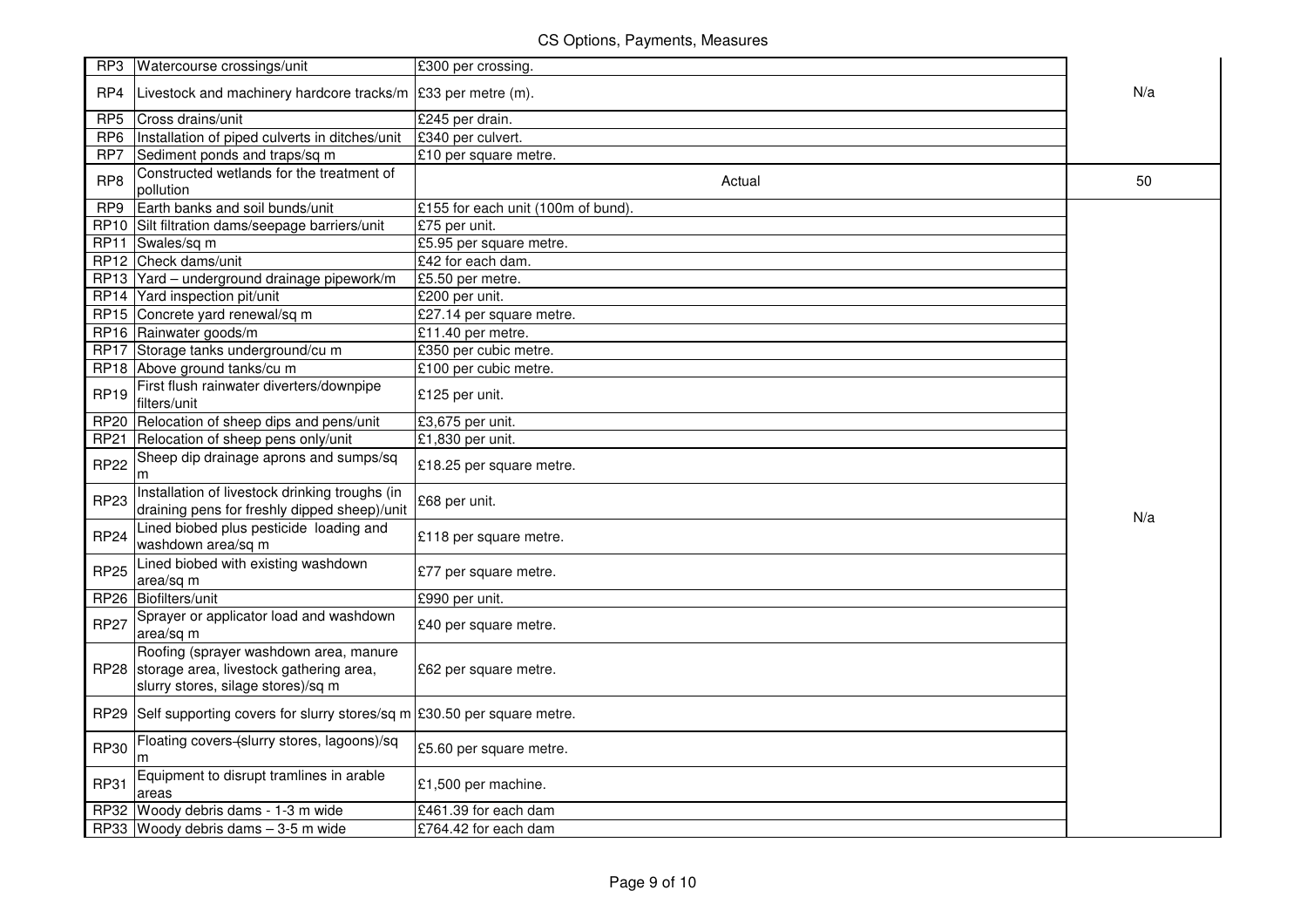| | | | |
|---|---|---|---|
| RP3 | Watercourse crossings/unit | £300 per crossing. | N/a |
| RP4 | Livestock and machinery hardcore tracks/m | £33 per metre (m). | |
| RP5 | Cross drains/unit | £245 per drain. | |
| RP6 | Installation of piped culverts in ditches/unit | £340 per culvert. | |
| RP7 | Sediment ponds and traps/sq m | £10 per square metre. | |
| RP8 | Constructed wetlands for the treatment of pollution | Actual | 50 |
| RP9 | Earth banks and soil bunds/unit | £155 for each unit (100m of bund). | N/a |
| RP10 | Silt filtration dams/seepage barriers/unit | £75 per unit. | |
| RP11 | Swales/sq m | £5.95 per square metre. | |
| RP12 | Check dams/unit | £42 for each dam. | |
| RP13 | Yard – underground drainage pipework/m | £5.50 per metre. | |
| RP14 | Yard inspection pit/unit | £200 per unit. | |
| RP15 | Concrete yard renewal/sq m | £27.14 per square metre. | |
| RP16 | Rainwater goods/m | £11.40 per metre. | |
| RP17 | Storage tanks underground/cu m | £350 per cubic metre. | |
| RP18 | Above ground tanks/cu m | £100 per cubic metre. | |
| RP19 | First flush rainwater diverters/downpipe filters/unit | £125 per unit. | |
| RP20 | Relocation of sheep dips and pens/unit | £3,675 per unit. | |
| RP21 | Relocation of sheep pens only/unit | £1,830 per unit. | |
| RP22 | Sheep dip drainage aprons and sumps/sq m | £18.25 per square metre. | |
| RP23 | Installation of livestock drinking troughs (in draining pens for freshly dipped sheep)/unit | £68 per unit. | |
| RP24 | Lined biobed plus pesticide loading and washdown area/sq m | £118 per square metre. | |
| RP25 | Lined biobed with existing washdown area/sq m | £77 per square metre. | |
| RP26 | Biofilters/unit | £990 per unit. | |
| RP27 | Sprayer or applicator load and washdown area/sq m | £40 per square metre. | |
| RP28 | Roofing (sprayer washdown area, manure storage area, livestock gathering area, slurry stores, silage stores)/sq m | £62 per square metre. | |
| RP29 | Self supporting covers for slurry stores/sq m | £30.50 per square metre. | |
| RP30 | Floating covers (slurry stores, lagoons)/sq m | £5.60 per square metre. | |
| RP31 | Equipment to disrupt tramlines in arable areas | £1,500 per machine. | |
| RP32 | Woody debris dams - 1-3 m wide | £461.39 for each dam | |
| RP33 | Woody debris dams – 3-5 m wide | £764.42 for each dam | |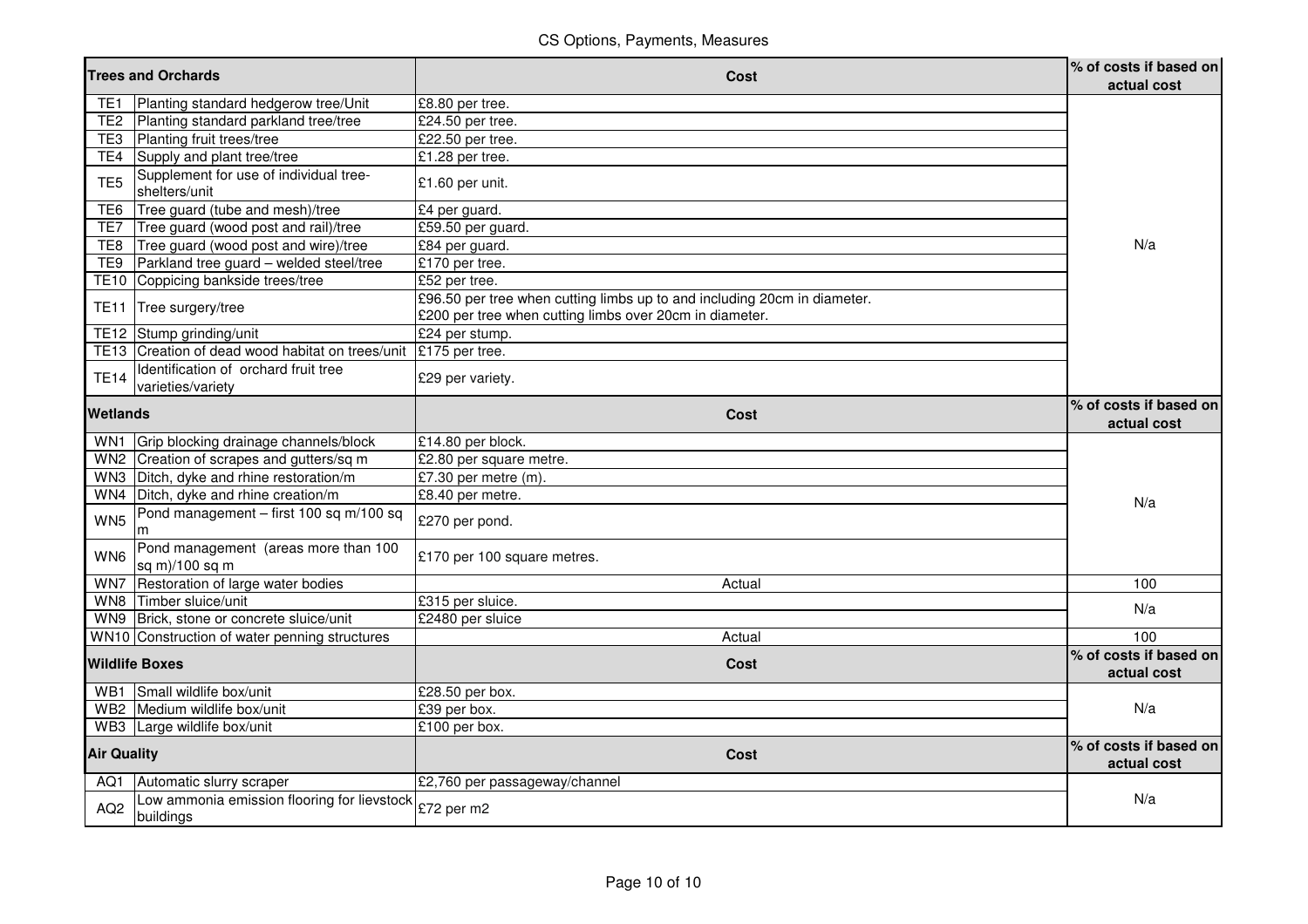| Trees and Orchards | | Cost | % of costs if based on actual cost |
|---|---|---|---|
| TE1 | Planting standard hedgerow tree/Unit | £8.80 per tree. | N/a |
| TE2 | Planting standard parkland tree/tree | £24.50 per tree. | |
| TE3 | Planting fruit trees/tree | £22.50 per tree. | |
| TE4 | Supply and plant tree/tree | £1.28 per tree. | |
| TE5 | Supplement for use of individual tree-shelters/unit | £1.60 per unit. | |
| TE6 | Tree guard (tube and mesh)/tree | £4 per guard. | |
| TE7 | Tree guard (wood post and rail)/tree | £59.50 per guard. | |
| TE8 | Tree guard (wood post and wire)/tree | £84 per guard. | |
| TE9 | Parkland tree guard – welded steel/tree | £170 per tree. | |
| TE10 | Coppicing bankside trees/tree | £52 per tree. | |
| TE11 | Tree surgery/tree | £96.50 per tree when cutting limbs up to and including 20cm in diameter. £200 per tree when cutting limbs over 20cm in diameter. | |
| TE12 | Stump grinding/unit | £24 per stump. | |
| TE13 | Creation of dead wood habitat on trees/unit | £175 per tree. | |
| TE14 | Identification of orchard fruit tree varieties/variety | £29 per variety. | |
| **Wetlands** | | **Cost** | **% of costs if based on actual cost** |
| WN1 | Grip blocking drainage channels/block | £14.80 per block. | N/a |
| WN2 | Creation of scrapes and gutters/sq m | £2.80 per square metre. | |
| WN3 | Ditch, dyke and rhine restoration/m | £7.30 per metre (m). | |
| WN4 | Ditch, dyke and rhine creation/m | £8.40 per metre. | |
| WN5 | Pond management – first 100 sq m/100 sq m | £270 per pond. | |
| WN6 | Pond management (areas more than 100 sq m)/100 sq m | £170 per 100 square metres. | |
| WN7 | Restoration of large water bodies | Actual | 100 |
| WN8 | Timber sluice/unit | £315 per sluice. | N/a |
| WN9 | Brick, stone or concrete sluice/unit | £2480 per sluice | |
| WN10 | Construction of water penning structures | Actual | 100 |
| **Wildlife Boxes** | | **Cost** | **% of costs if based on actual cost** |
| WB1 | Small wildlife box/unit | £28.50 per box. | N/a |
| WB2 | Medium wildlife box/unit | £39 per box. | |
| WB3 | Large wildlife box/unit | £100 per box. | |
| **Air Quality** | | **Cost** | **% of costs if based on actual cost** |
| AQ1 | Automatic slurry scraper | £2,760 per passageway/channel | N/a |
| AQ2 | Low ammonia emission flooring for lievstock buildings | £72 per m2 | |